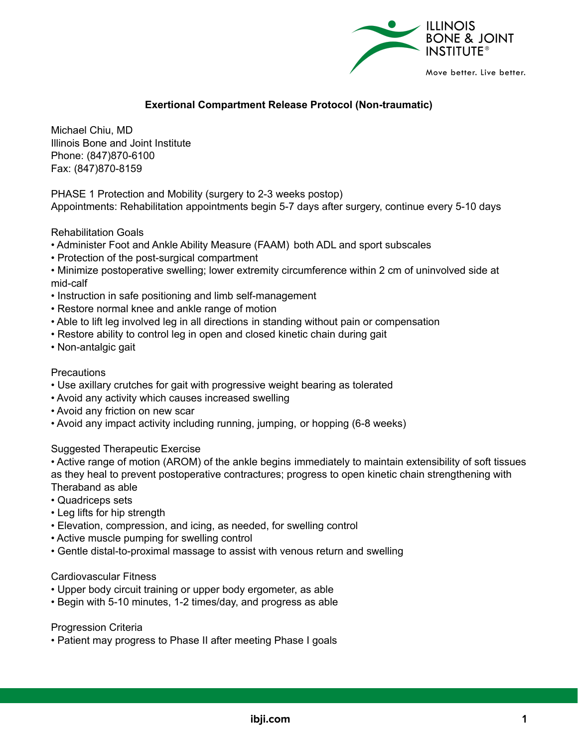# Exertional Compartment Release Protocol (Non-traumatic)

Michael Chiu, MD
Illinois Bone and Joint Institute
Phone: (847)870-6100
Fax: (847)870-8159

PHASE 1 Protection and Mobility (surgery to 2-3 weeks postop)
Appointments: Rehabilitation appointments begin 5-7 days after surgery, continue every 5-10 days

Rehabilitation Goals

- Administer Foot and Ankle Ability Measure (FAAM) both ADL and sport subscales
- Protection of the post-surgical compartment
- Minimize postoperative swelling; lower extremity circumference within 2 cm of uninvolved side at mid-calf
- Instruction in safe positioning and limb self-management
- Restore normal knee and ankle range of motion
- Able to lift leg involved leg in all directions in standing without pain or compensation
- Restore ability to control leg in open and closed kinetic chain during gait
- Non-antalgic gait

Precautions

- Use axillary crutches for gait with progressive weight bearing as tolerated
- Avoid any activity which causes increased swelling
- Avoid any friction on new scar
- Avoid any impact activity including running, jumping, or hopping (6-8 weeks)

Suggested Therapeutic Exercise

- Active range of motion (AROM) of the ankle begins immediately to maintain extensibility of soft tissues as they heal to prevent postoperative contractures; progress to open kinetic chain strengthening with Theraband as able
- Quadriceps sets
- Leg lifts for hip strength
- Elevation, compression, and icing, as needed, for swelling control
- Active muscle pumping for swelling control
- Gentle distal-to-proximal massage to assist with venous return and swelling

Cardiovascular Fitness

- Upper body circuit training or upper body ergometer, as able
- Begin with 5-10 minutes, 1-2 times/day, and progress as able

Progression Criteria

- Patient may progress to Phase II after meeting Phase I goals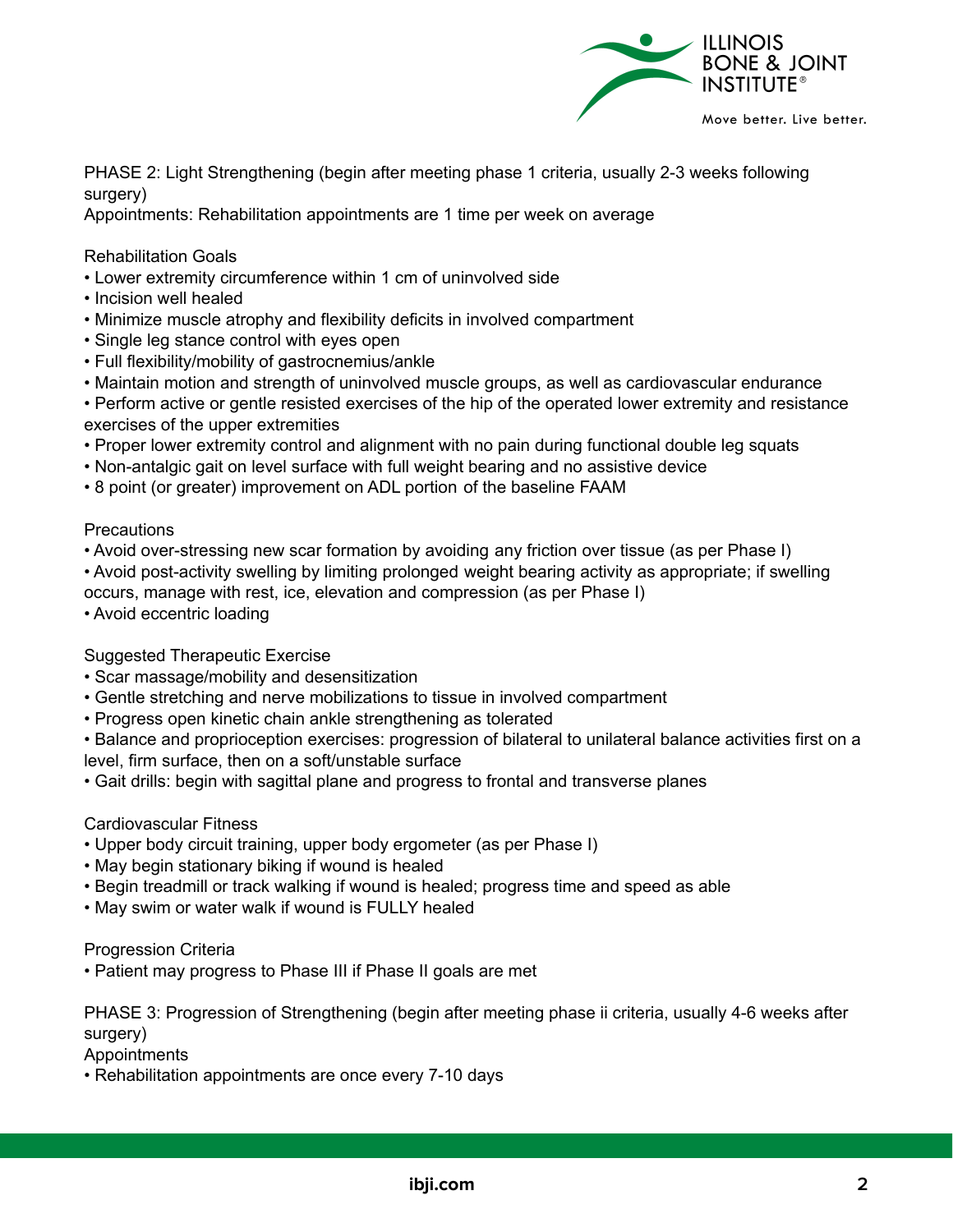PHASE 2: Light Strengthening (begin after meeting phase 1 criteria, usually 2-3 weeks following surgery)

Appointments: Rehabilitation appointments are 1 time per week on average

Rehabilitation Goals

- Lower extremity circumference within 1 cm of uninvolved side
- Incision well healed
- Minimize muscle atrophy and flexibility deficits in involved compartment
- Single leg stance control with eyes open
- Full flexibility/mobility of gastrocnemius/ankle
- Maintain motion and strength of uninvolved muscle groups, as well as cardiovascular endurance
- Perform active or gentle resisted exercises of the hip of the operated lower extremity and resistance exercises of the upper extremities
- Proper lower extremity control and alignment with no pain during functional double leg squats
- Non-antalgic gait on level surface with full weight bearing and no assistive device
- 8 point (or greater) improvement on ADL portion of the baseline FAAM

Precautions

- Avoid over-stressing new scar formation by avoiding any friction over tissue (as per Phase I)
- Avoid post-activity swelling by limiting prolonged weight bearing activity as appropriate; if swelling occurs, manage with rest, ice, elevation and compression (as per Phase I)
- Avoid eccentric loading

Suggested Therapeutic Exercise

- Scar massage/mobility and desensitization
- Gentle stretching and nerve mobilizations to tissue in involved compartment
- Progress open kinetic chain ankle strengthening as tolerated
- Balance and proprioception exercises: progression of bilateral to unilateral balance activities first on a level, firm surface, then on a soft/unstable surface
- Gait drills: begin with sagittal plane and progress to frontal and transverse planes

Cardiovascular Fitness

- Upper body circuit training, upper body ergometer (as per Phase I)
- May begin stationary biking if wound is healed
- Begin treadmill or track walking if wound is healed; progress time and speed as able
- May swim or water walk if wound is FULLY healed

Progression Criteria

- Patient may progress to Phase III if Phase II goals are met

PHASE 3: Progression of Strengthening (begin after meeting phase ii criteria, usually 4-6 weeks after surgery)

Appointments

- Rehabilitation appointments are once every 7-10 days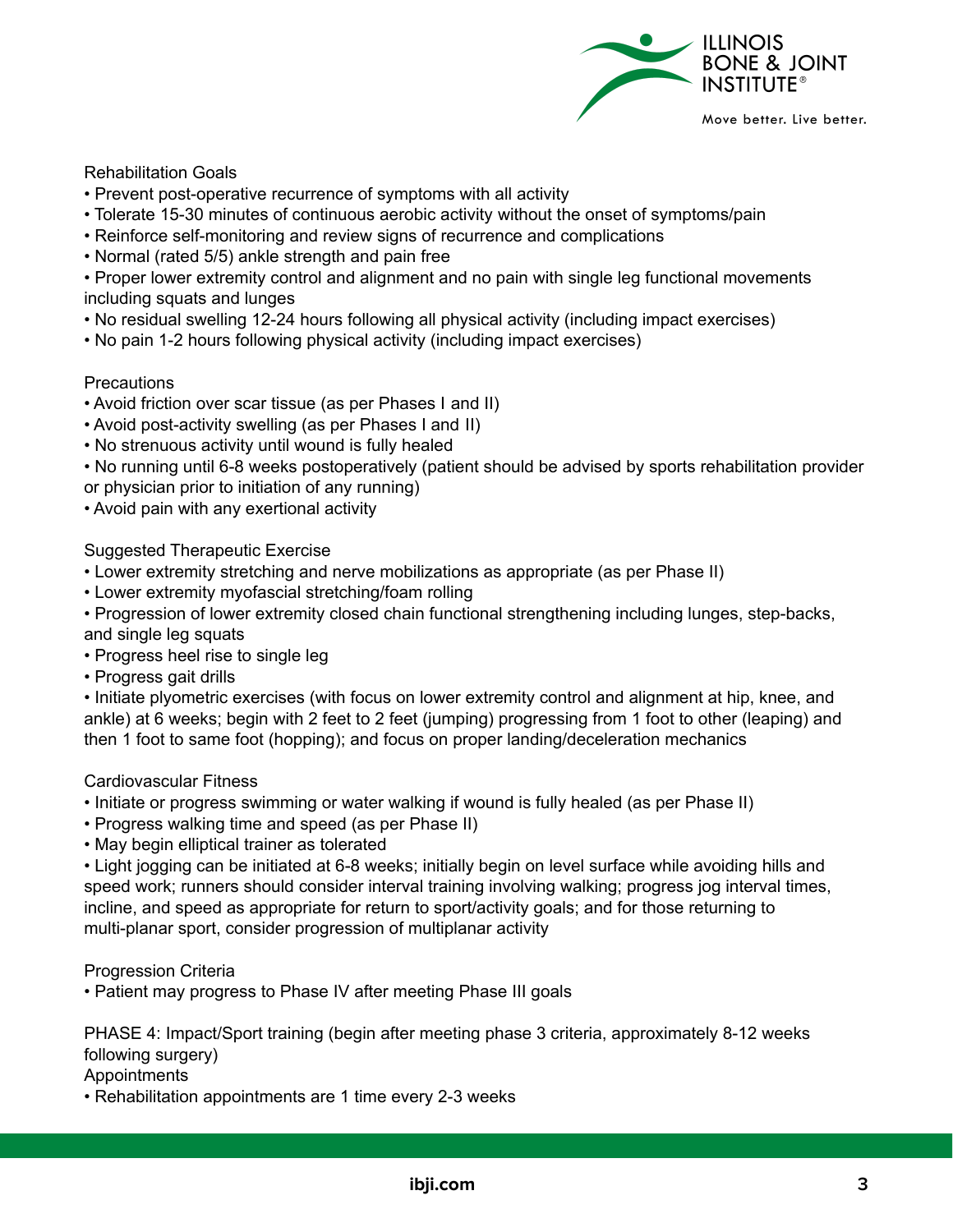Rehabilitation Goals

- Prevent post-operative recurrence of symptoms with all activity
- Tolerate 15-30 minutes of continuous aerobic activity without the onset of symptoms/pain
- Reinforce self-monitoring and review signs of recurrence and complications
- Normal (rated 5/5) ankle strength and pain free
- Proper lower extremity control and alignment and no pain with single leg functional movements including squats and lunges
- No residual swelling 12-24 hours following all physical activity (including impact exercises)
- No pain 1-2 hours following physical activity (including impact exercises)

Precautions

- Avoid friction over scar tissue (as per Phases I and II)
- Avoid post-activity swelling (as per Phases I and II)
- No strenuous activity until wound is fully healed
- No running until 6-8 weeks postoperatively (patient should be advised by sports rehabilitation provider or physician prior to initiation of any running)
- Avoid pain with any exertional activity

Suggested Therapeutic Exercise

- Lower extremity stretching and nerve mobilizations as appropriate (as per Phase II)
- Lower extremity myofascial stretching/foam rolling
- Progression of lower extremity closed chain functional strengthening including lunges, step-backs, and single leg squats
- Progress heel rise to single leg
- Progress gait drills
- Initiate plyometric exercises (with focus on lower extremity control and alignment at hip, knee, and ankle) at 6 weeks; begin with 2 feet to 2 feet (jumping) progressing from 1 foot to other (leaping) and then 1 foot to same foot (hopping); and focus on proper landing/deceleration mechanics

Cardiovascular Fitness

- Initiate or progress swimming or water walking if wound is fully healed (as per Phase II)
- Progress walking time and speed (as per Phase II)
- May begin elliptical trainer as tolerated
- Light jogging can be initiated at 6-8 weeks; initially begin on level surface while avoiding hills and speed work; runners should consider interval training involving walking; progress jog interval times, incline, and speed as appropriate for return to sport/activity goals; and for those returning to multi-planar sport, consider progression of multiplanar activity

Progression Criteria

- Patient may progress to Phase IV after meeting Phase III goals

PHASE 4: Impact/Sport training (begin after meeting phase 3 criteria, approximately 8-12 weeks following surgery)

Appointments

- Rehabilitation appointments are 1 time every 2-3 weeks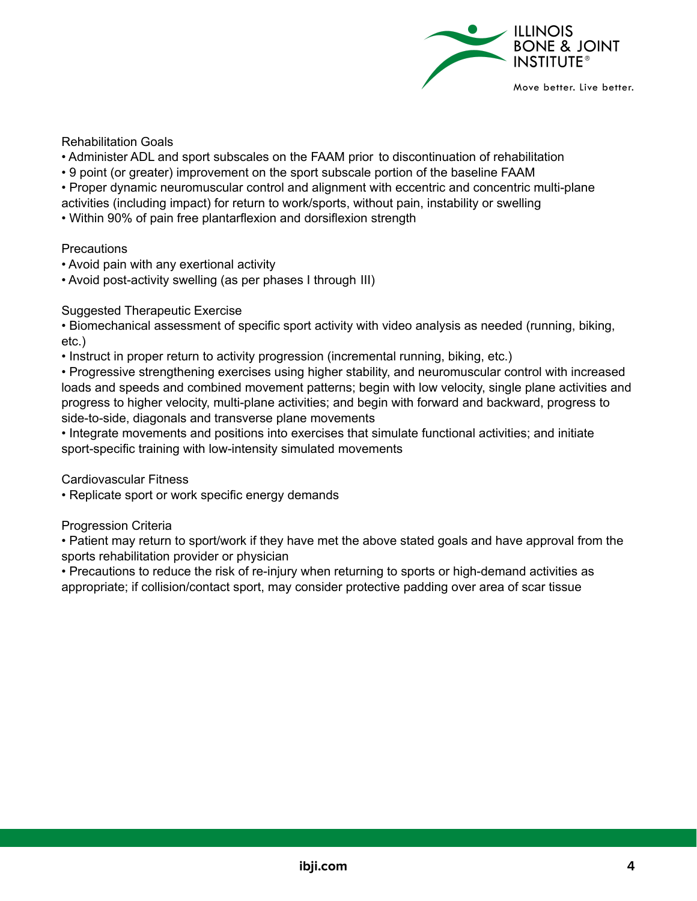Rehabilitation Goals

- Administer ADL and sport subscales on the FAAM prior to discontinuation of rehabilitation
- 9 point (or greater) improvement on the sport subscale portion of the baseline FAAM
- Proper dynamic neuromuscular control and alignment with eccentric and concentric multi-plane activities (including impact) for return to work/sports, without pain, instability or swelling
- Within 90% of pain free plantarflexion and dorsiflexion strength

Precautions

- Avoid pain with any exertional activity
- Avoid post-activity swelling (as per phases I through III)

Suggested Therapeutic Exercise

- Biomechanical assessment of specific sport activity with video analysis as needed (running, biking, etc.)
- Instruct in proper return to activity progression (incremental running, biking, etc.)
- Progressive strengthening exercises using higher stability, and neuromuscular control with increased loads and speeds and combined movement patterns; begin with low velocity, single plane activities and progress to higher velocity, multi-plane activities; and begin with forward and backward, progress to side-to-side, diagonals and transverse plane movements
- Integrate movements and positions into exercises that simulate functional activities; and initiate sport-specific training with low-intensity simulated movements

Cardiovascular Fitness

- Replicate sport or work specific energy demands

Progression Criteria

- Patient may return to sport/work if they have met the above stated goals and have approval from the sports rehabilitation provider or physician
- Precautions to reduce the risk of re-injury when returning to sports or high-demand activities as appropriate; if collision/contact sport, may consider protective padding over area of scar tissue